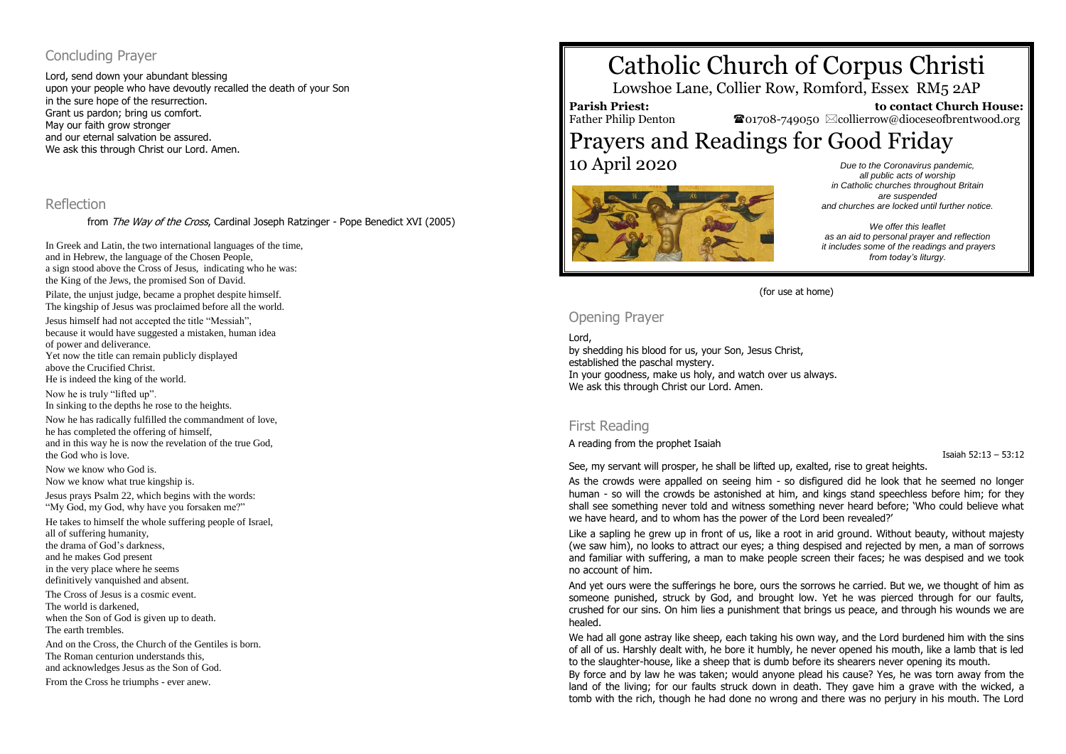# Catholic Church of Corpus Christi

Lowshoe Lane, Collier Row, Romford, Essex RM5 2AP

**Parish Priest:** Father Philip Denton

**to contact Church House:** ☎01708-749050 ✉collierrow@dioceseofbrentwood.org

# Prayers and Readings for Good Friday

10 April 2020

*Due to the Coronavirus pandemic, all public acts of worship in Catholic churches throughout Britain are suspended and churches are locked until further notice.*

*We offer this leaflet as an aid to personal prayer and reflection it includes some of the readings and prayers from today's liturgy.*

(for use at home)

## Opening Prayer

Lord,
by shedding his blood for us, your Son, Jesus Christ,
established the paschal mystery.
In your goodness, make us holy, and watch over us always.
We ask this through Christ our Lord. Amen.

## First Reading

A reading from the prophet Isaiah

Isaiah 52:13 – 53:12

See, my servant will prosper, he shall be lifted up, exalted, rise to great heights.

As the crowds were appalled on seeing him - so disfigured did he look that he seemed no longer human - so will the crowds be astonished at him, and kings stand speechless before him; for they shall see something never told and witness something never heard before; 'Who could believe what we have heard, and to whom has the power of the Lord been revealed?'

Like a sapling he grew up in front of us, like a root in arid ground. Without beauty, without majesty (we saw him), no looks to attract our eyes; a thing despised and rejected by men, a man of sorrows and familiar with suffering, a man to make people screen their faces; he was despised and we took no account of him.

And yet ours were the sufferings he bore, ours the sorrows he carried. But we, we thought of him as someone punished, struck by God, and brought low. Yet he was pierced through for our faults, crushed for our sins. On him lies a punishment that brings us peace, and through his wounds we are healed.

We had all gone astray like sheep, each taking his own way, and the Lord burdened him with the sins of all of us. Harshly dealt with, he bore it humbly, he never opened his mouth, like a lamb that is led to the slaughter-house, like a sheep that is dumb before its shearers never opening its mouth.

By force and by law he was taken; would anyone plead his cause? Yes, he was torn away from the land of the living; for our faults struck down in death. They gave him a grave with the wicked, a tomb with the rich, though he had done no wrong and there was no perjury in his mouth. The Lord

## Concluding Prayer

Lord, send down your abundant blessing
upon your people who have devoutly recalled the death of your Son
in the sure hope of the resurrection.
Grant us pardon; bring us comfort.
May our faith grow stronger
and our eternal salvation be assured.
We ask this through Christ our Lord. Amen.

## Reflection

from *The Way of the Cross*, Cardinal Joseph Ratzinger - Pope Benedict XVI (2005)

In Greek and Latin, the two international languages of the time,
and in Hebrew, the language of the Chosen People,
a sign stood above the Cross of Jesus, indicating who he was:
the King of the Jews, the promised Son of David.

Pilate, the unjust judge, became a prophet despite himself.
The kingship of Jesus was proclaimed before all the world.

Jesus himself had not accepted the title "Messiah",
because it would have suggested a mistaken, human idea
of power and deliverance.
Yet now the title can remain publicly displayed
above the Crucified Christ.
He is indeed the king of the world.

Now he is truly "lifted up".
In sinking to the depths he rose to the heights.

Now he has radically fulfilled the commandment of love,
he has completed the offering of himself,
and in this way he is now the revelation of the true God,
the God who is love.

Now we know who God is.
Now we know what true kingship is.

Jesus prays Psalm 22, which begins with the words:
"My God, my God, why have you forsaken me?"

He takes to himself the whole suffering people of Israel,
all of suffering humanity,
the drama of God's darkness,
and he makes God present
in the very place where he seems
definitively vanquished and absent.

The Cross of Jesus is a cosmic event.
The world is darkened,
when the Son of God is given up to death.
The earth trembles.

And on the Cross, the Church of the Gentiles is born.
The Roman centurion understands this,
and acknowledges Jesus as the Son of God.

From the Cross he triumphs - ever anew.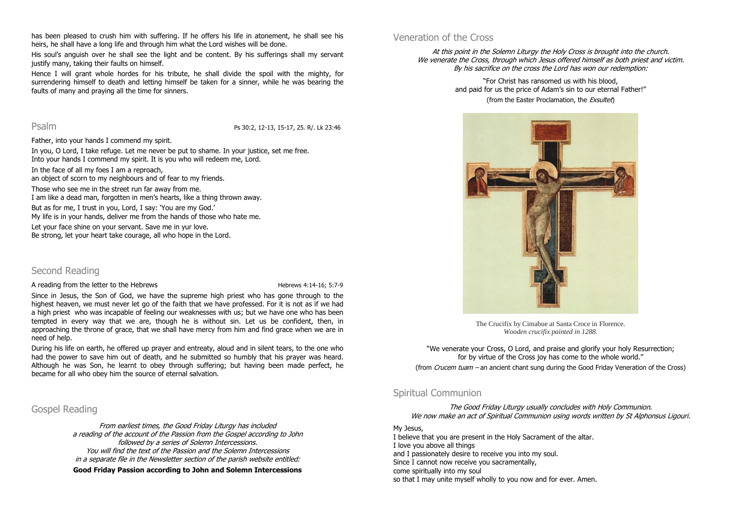has been pleased to crush him with suffering. If he offers his life in atonement, he shall see his heirs, he shall have a long life and through him what the Lord wishes will be done.

His soul's anguish over he shall see the light and be content. By his sufferings shall my servant justify many, taking their faults on himself.

Hence I will grant whole hordes for his tribute, he shall divide the spoil with the mighty, for surrendering himself to death and letting himself be taken for a sinner, while he was bearing the faults of many and praying all the time for sinners.

## Psalm

Ps 30:2, 12-13, 15-17, 25. R/. Lk 23:46

Father, into your hands I commend my spirit.

In you, O Lord, I take refuge. Let me never be put to shame. In your justice, set me free.
Into your hands I commend my spirit. It is you who will redeem me, Lord.

In the face of all my foes I am a reproach,
an object of scorn to my neighbours and of fear to my friends.

Those who see me in the street run far away from me.
I am like a dead man, forgotten in men's hearts, like a thing thrown away.

But as for me, I trust in you, Lord, I say: 'You are my God.'
My life is in your hands, deliver me from the hands of those who hate me.

Let your face shine on your servant. Save me in yur love.
Be strong, let your heart take courage, all who hope in the Lord.

## Second Reading

A reading from the letter to the Hebrews — Hebrews 4:14-16; 5:7-9

Since in Jesus, the Son of God, we have the supreme high priest who has gone through to the highest heaven, we must never let go of the faith that we have professed. For it is not as if we had a high priest who was incapable of feeling our weaknesses with us; but we have one who has been tempted in every way that we are, though he is without sin. Let us be confident, then, in approaching the throne of grace, that we shall have mercy from him and find grace when we are in need of help.

During his life on earth, he offered up prayer and entreaty, aloud and in silent tears, to the one who had the power to save him out of death, and he submitted so humbly that his prayer was heard. Although he was Son, he learnt to obey through suffering; but having been made perfect, he became for all who obey him the source of eternal salvation.

## Gospel Reading

*From earliest times, the Good Friday Liturgy has included a reading of the account of the Passion from the Gospel according to John followed by a series of Solemn Intercessions. You will find the text of the Passion and the Solemn Intercessions in a separate file in the Newsletter section of the parish website entitled:*

**Good Friday Passion according to John and Solemn Intercessions**

## Veneration of the Cross

*At this point in the Solemn Liturgy the Holy Cross is brought into the church. We venerate the Cross, through which Jesus offered himself as both priest and victim. By his sacrifice on the cross the Lord has won our redemption:*

"For Christ has ransomed us with his blood,
and paid for us the price of Adam's sin to our eternal Father!"
(from the Easter Proclamation, the *Exsultet*)

The Crucifix by Cimabue at Santa Croce in Florence.
*Wooden crucifix painted in 1288.*

"We venerate your Cross, O Lord, and praise and glorify your holy Resurrection;
for by virtue of the Cross joy has come to the whole world."
(from *Crucem tuam* – an ancient chant sung during the Good Friday Veneration of the Cross)

## Spiritual Communion

*The Good Friday Liturgy usually concludes with Holy Communion. We now make an act of Spiritual Communion using words written by St Alphonsus Ligouri.*

My Jesus,
I believe that you are present in the Holy Sacrament of the altar.
I love you above all things
and I passionately desire to receive you into my soul.
Since I cannot now receive you sacramentally,
come spiritually into my soul
so that I may unite myself wholly to you now and for ever. Amen.